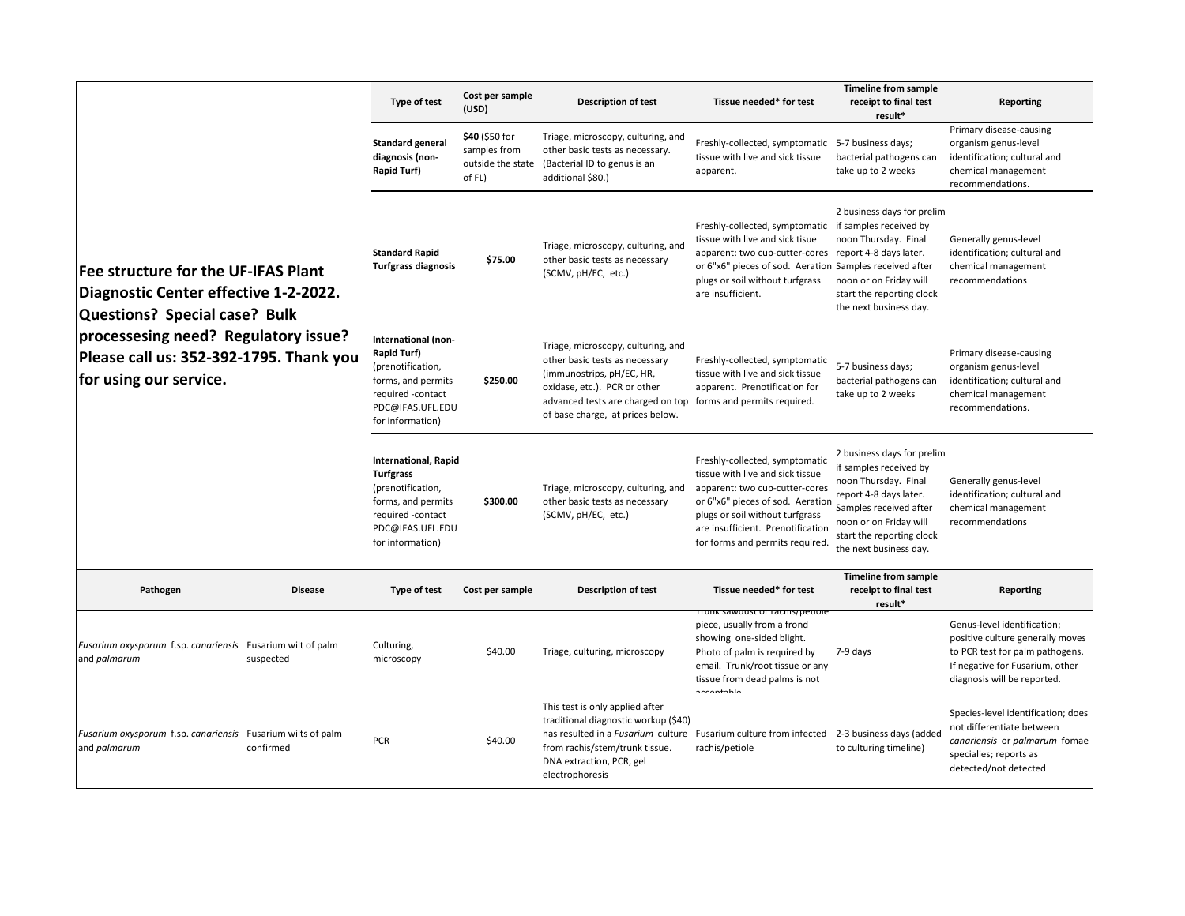**Fee structure for the UF-IFAS Plant Diagnostic Center effective 1-2-2022. Questions? Special case? Bulk processesing need? Regulatory issue? Please call us: 352-392-1795. Thank you for using our service.**

| Type of test | Cost per sample (USD) | Description of test | Tissue needed* for test | Timeline from sample receipt to final test result* | Reporting |
|---|---|---|---|---|---|
| **Standard general diagnosis (non-Rapid Turf)** | **$40** ($50 for samples from outside the state of FL) | Triage, microscopy, culturing, and other basic tests as necessary. (Bacterial ID to genus is an additional $80.) | Freshly-collected, symptomatic tissue with live and sick tissue apparent. | 5-7 business days; bacterial pathogens can take up to 2 weeks | Primary disease-causing organism genus-level identification; cultural and chemical management recommendations. |
| **Standard Rapid Turfgrass diagnosis** | **$75.00** | Triage, microscopy, culturing, and other basic tests as necessary (SCMV, pH/EC, etc.) | Freshly-collected, symptomatic tissue with live and sick tisue apparent: two cup-cutter-cores or 6"x6" pieces of sod. Aeration plugs or soil without turfgrass are insufficient. | 2 business days for prelim if samples received by noon Thursday. Final report 4-8 days later. Samples received after noon or on Friday will start the reporting clock the next business day. | Generally genus-level identification; cultural and chemical management recommendations |
| **International (non-Rapid Turf)** (prenotification, forms, and permits required -contact PDC@IFAS.UFL.EDU for information) | **$250.00** | Triage, microscopy, culturing, and other basic tests as necessary (immunostrips, pH/EC, HR, oxidase, etc.). PCR or other advanced tests are charged on top of base charge, at prices below. | Freshly-collected, symptomatic tissue with live and sick tissue apparent. Prenotification for forms and permits required. | 5-7 business days; bacterial pathogens can take up to 2 weeks | Primary disease-causing organism genus-level identification; cultural and chemical management recommendations. |
| **International, Rapid Turfgrass** (prenotification, forms, and permits required -contact PDC@IFAS.UFL.EDU for information) | **$300.00** | Triage, microscopy, culturing, and other basic tests as necessary (SCMV, pH/EC, etc.) | Freshly-collected, symptomatic tissue with live and sick tissue apparent: two cup-cutter-cores or 6"x6" pieces of sod. Aeration plugs or soil without turfgrass are insufficient. Prenotification for forms and permits required. | 2 business days for prelim if samples received by noon Thursday. Final report 4-8 days later. Samples received after noon or on Friday will start the reporting clock the next business day. | Generally genus-level identification; cultural and chemical management recommendations |

| Pathogen | Disease | Type of test | Cost per sample | Description of test | Tissue needed* for test | Timeline from sample receipt to final test result* | Reporting |
|---|---|---|---|---|---|---|---|
| *Fusarium oxysporum* f.sp. *canariensis* and *palmarum* | Fusarium wilt of palm suspected | Culturing, microscopy | $40.00 | Triage, culturing, microscopy | Trunk sawdust or rachis/petiole piece, usually from a frond showing one-sided blight. Photo of palm is required by email. Trunk/root tissue or any tissue from dead palms is not acceptable | 7-9 days | Genus-level identification; positive culture generally moves to PCR test for palm pathogens. If negative for Fusarium, other diagnosis will be reported. |
| *Fusarium oxysporum* f.sp. *canariensis* and *palmarum* | Fusarium wilts of palm confirmed | PCR | $40.00 | This test is only applied after traditional diagnostic workup ($40) has resulted in a *Fusarium* culture from rachis/stem/trunk tissue. DNA extraction, PCR, gel electrophoresis | Fusarium culture from infected rachis/petiole | 2-3 business days (added to culturing timeline) | Species-level identification; does not differentiate between *canariensis* or *palmarum* fomae specialies; reports as detected/not detected |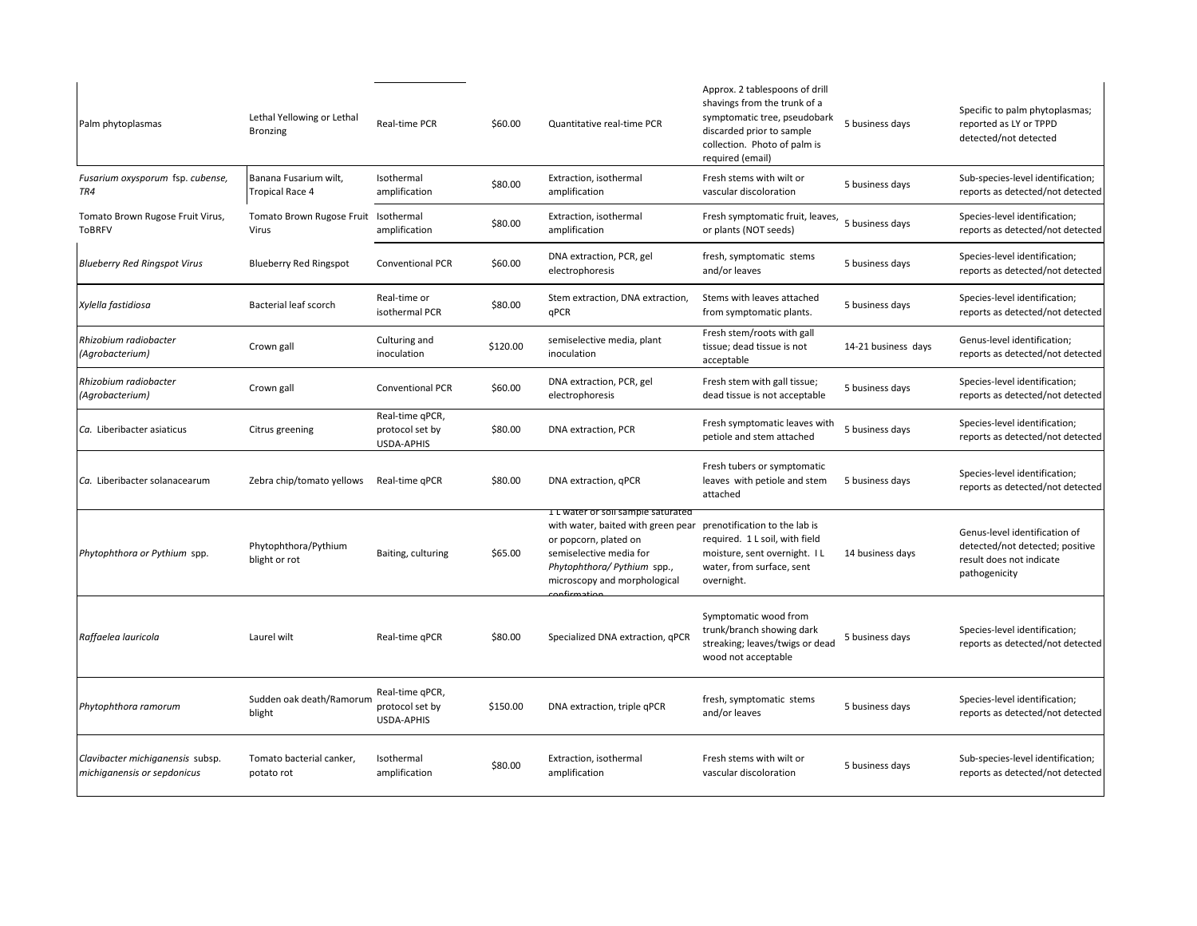| | | | | | | | |
|---|---|---|---|---|---|---|---|
| Palm phytoplasmas | Lethal Yellowing or Lethal Bronzing | Real-time PCR | $60.00 | Quantitative real-time PCR | Approx. 2 tablespoons of drill shavings from the trunk of a symptomatic tree, pseudobark discarded prior to sample collection. Photo of palm is required (email) | 5 business days | Specific to palm phytoplasmas; reported as LY or TPPD detected/not detected |
| *Fusarium oxysporum* fsp. *cubense, TR4* | Banana Fusarium wilt, Tropical Race 4 | Isothermal amplification | $80.00 | Extraction, isothermal amplification | Fresh stems with wilt or vascular discoloration | 5 business days | Sub-species-level identification; reports as detected/not detected |
| Tomato Brown Rugose Fruit Virus, ToBRFV | Tomato Brown Rugose Fruit Virus | Isothermal amplification | $80.00 | Extraction, isothermal amplification | Fresh symptomatic fruit, leaves, or plants (NOT seeds) | 5 business days | Species-level identification; reports as detected/not detected |
| *Blueberry Red Ringspot Virus* | Blueberry Red Ringspot | Conventional PCR | $60.00 | DNA extraction, PCR, gel electrophoresis | fresh, symptomatic stems and/or leaves | 5 business days | Species-level identification; reports as detected/not detected |
| *Xylella fastidiosa* | Bacterial leaf scorch | Real-time or isothermal PCR | $80.00 | Stem extraction, DNA extraction, qPCR | Stems with leaves attached from symptomatic plants. | 5 business days | Species-level identification; reports as detected/not detected |
| *Rhizobium radiobacter (Agrobacterium)* | Crown gall | Culturing and inoculation | $120.00 | semiselective media, plant inoculation | Fresh stem/roots with gall tissue; dead tissue is not acceptable | 14-21 business days | Genus-level identification; reports as detected/not detected |
| *Rhizobium radiobacter (Agrobacterium)* | Crown gall | Conventional PCR | $60.00 | DNA extraction, PCR, gel electrophoresis | Fresh stem with gall tissue; dead tissue is not acceptable | 5 business days | Species-level identification; reports as detected/not detected |
| *Ca.* Liberibacter asiaticus | Citrus greening | Real-time qPCR, protocol set by USDA-APHIS | $80.00 | DNA extraction, PCR | Fresh symptomatic leaves with petiole and stem attached | 5 business days | Species-level identification; reports as detected/not detected |
| *Ca.* Liberibacter solanacearum | Zebra chip/tomato yellows | Real-time qPCR | $80.00 | DNA extraction, qPCR | Fresh tubers or symptomatic leaves with petiole and stem attached | 5 business days | Species-level identification; reports as detected/not detected |
| *Phytophthora or Pythium* spp. | Phytophthora/Pythium blight or rot | Baiting, culturing | $65.00 | 1 L water or soil sample saturated with water, baited with green pear or popcorn, plated on semiselective media for *Phytophthora/ Pythium* spp., microscopy and morphological confirmation | prenotification to the lab is required. 1 L soil, with field moisture, sent overnight. I L water, from surface, sent overnight. | 14 business days | Genus-level identification of detected/not detected; positive result does not indicate pathogenicity |
| *Raffaelea lauricola* | Laurel wilt | Real-time qPCR | $80.00 | Specialized DNA extraction, qPCR | Symptomatic wood from trunk/branch showing dark streaking; leaves/twigs or dead wood not acceptable | 5 business days | Species-level identification; reports as detected/not detected |
| *Phytophthora ramorum* | Sudden oak death/Ramorum blight | Real-time qPCR, protocol set by USDA-APHIS | $150.00 | DNA extraction, triple qPCR | fresh, symptomatic stems and/or leaves | 5 business days | Species-level identification; reports as detected/not detected |
| *Clavibacter michiganensis* subsp. *michiganensis or sepdonicus* | Tomato bacterial canker, potato rot | Isothermal amplification | $80.00 | Extraction, isothermal amplification | Fresh stems with wilt or vascular discoloration | 5 business days | Sub-species-level identification; reports as detected/not detected |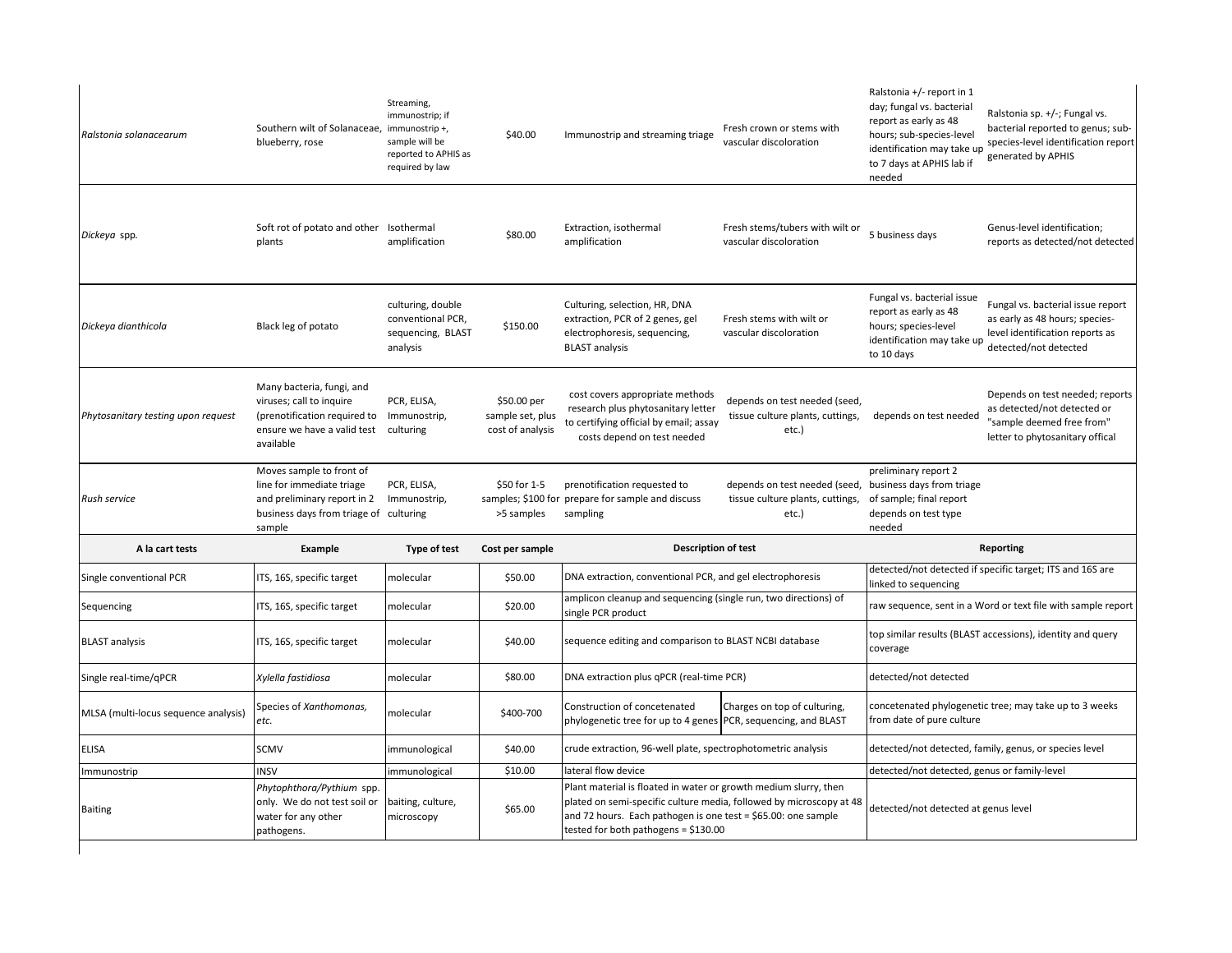| | | | | | | | |
|---|---|---|---|---|---|---|---|
| *Ralstonia solanacearum* | Southern wilt of Solanaceae, blueberry, rose | Streaming, immunostrip; if immunostrip +, sample will be reported to APHIS as required by law | $40.00 | Immunostrip and streaming triage | Fresh crown or stems with vascular discoloration | Ralstonia +/- report in 1 day; fungal vs. bacterial report as early as 48 hours; sub-species-level identification may take up to 7 days at APHIS lab if needed | Ralstonia sp. +/-; Fungal vs. bacterial reported to genus; sub-species-level identification report generated by APHIS |
| *Dickeya* spp. | Soft rot of potato and other plants | Isothermal amplification | $80.00 | Extraction, isothermal amplification | Fresh stems/tubers with wilt or vascular discoloration | 5 business days | Genus-level identification; reports as detected/not detected |
| *Dickeya dianthicola* | Black leg of potato | culturing, double conventional PCR, sequencing, BLAST analysis | $150.00 | Culturing, selection, HR, DNA extraction, PCR of 2 genes, gel electrophoresis, sequencing, BLAST analysis | Fresh stems with wilt or vascular discoloration | Fungal vs. bacterial issue report as early as 48 hours; species-level identification may take up to 10 days | Fungal vs. bacterial issue report as early as 48 hours; species-level identification reports as detected/not detected |
| *Phytosanitary testing upon request* | Many bacteria, fungi, and viruses; call to inquire (prenotification required to ensure we have a valid test available | PCR, ELISA, Immunostrip, culturing | $50.00 per sample set, plus cost of analysis | cost covers appropriate methods research plus phytosanitary letter to certifying official by email; assay costs depend on test needed | depends on test needed (seed, tissue culture plants, cuttings, etc.) | depends on test needed | Depends on test needed; reports as detected/not detected or "sample deemed free from" letter to phytosanitary offical |
| *Rush service* | Moves sample to front of line for immediate triage and preliminary report in 2 business days from triage of sample | PCR, ELISA, Immunostrip, culturing | $50 for 1-5 samples; $100 for >5 samples | prenotification requested to prepare for sample and discuss sampling | depends on test needed (seed, tissue culture plants, cuttings, etc.) | preliminary report 2 business days from triage of sample; final report depends on test type needed | |

| A la cart tests | Example | Type of test | Cost per sample | Description of test | | Reporting |
|---|---|---|---|---|---|---|
| Single conventional PCR | ITS, 16S, specific target | molecular | $50.00 | DNA extraction, conventional PCR, and gel electrophoresis | | detected/not detected if specific target; ITS and 16S are linked to sequencing |
| Sequencing | ITS, 16S, specific target | molecular | $20.00 | amplicon cleanup and sequencing (single run, two directions) of single PCR product | | raw sequence, sent in a Word or text file with sample report |
| BLAST analysis | ITS, 16S, specific target | molecular | $40.00 | sequence editing and comparison to BLAST NCBI database | | top similar results (BLAST accessions), identity and query coverage |
| Single real-time/qPCR | *Xylella fastidiosa* | molecular | $80.00 | DNA extraction plus qPCR (real-time PCR) | | detected/not detected |
| MLSA (multi-locus sequence analysis) | Species of *Xanthomonas, etc.* | molecular | $400-700 | Construction of concetenated phylogenetic tree for up to 4 genes | Charges on top of culturing, PCR, sequencing, and BLAST | concetenated phylogenetic tree; may take up to 3 weeks from date of pure culture |
| ELISA | SCMV | immunological | $40.00 | crude extraction, 96-well plate, spectrophotometric analysis | | detected/not detected, family, genus, or species level |
| Immunostrip | INSV | immunological | $10.00 | lateral flow device | | detected/not detected, genus or family-level |
| Baiting | *Phytophthora/Pythium* spp. only. We do not test soil or water for any other pathogens. | baiting, culture, microscopy | $65.00 | Plant material is floated in water or growth medium slurry, then plated on semi-specific culture media, followed by microscopy at 48 and 72 hours. Each pathogen is one test = $65.00: one sample tested for both pathogens = $130.00 | | detected/not detected at genus level |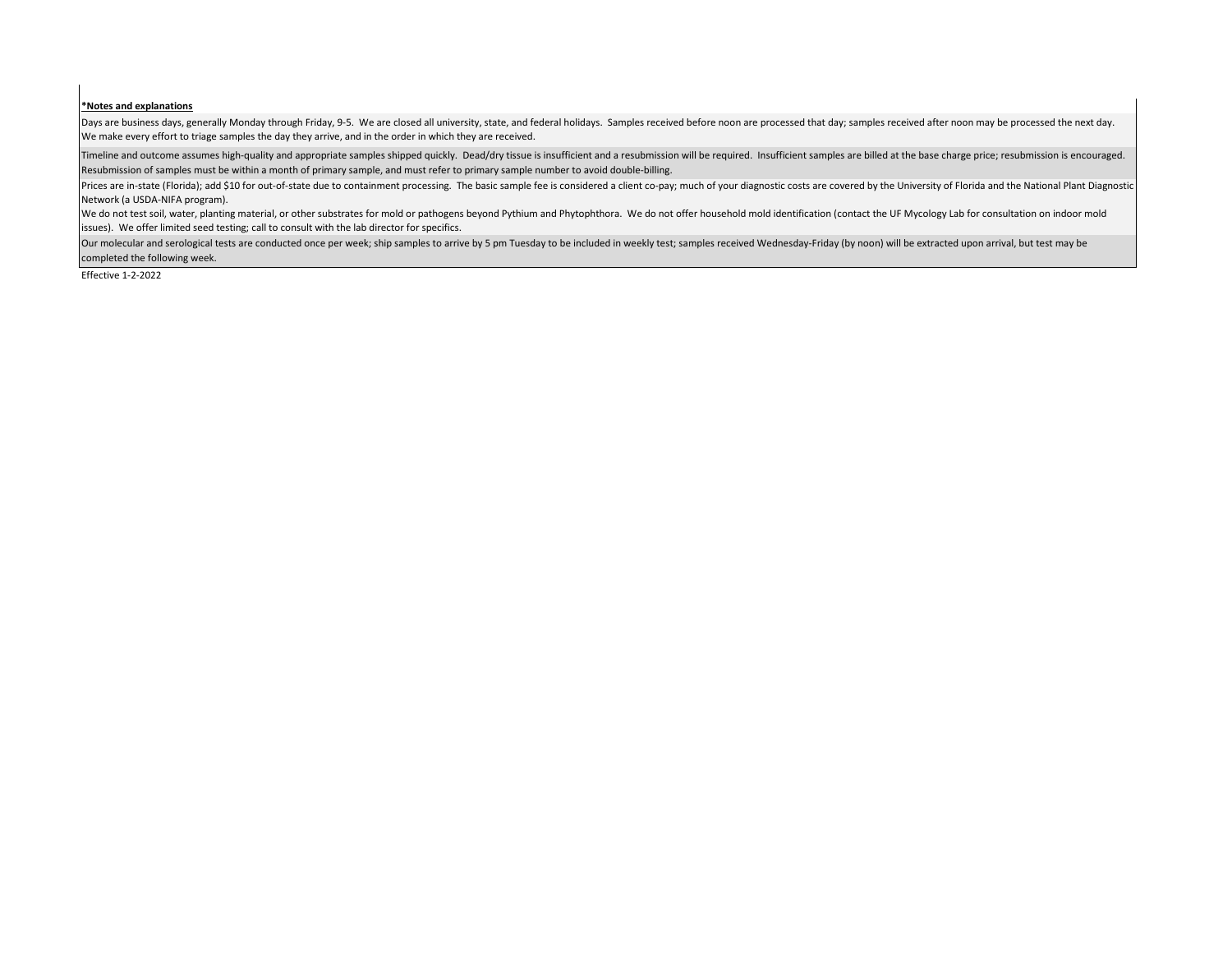**\*Notes and explanations**

Days are business days, generally Monday through Friday, 9-5. We are closed all university, state, and federal holidays. Samples received before noon are processed that day; samples received after noon may be processed the next day. We make every effort to triage samples the day they arrive, and in the order in which they are received.

Timeline and outcome assumes high-quality and appropriate samples shipped quickly. Dead/dry tissue is insufficient and a resubmission will be required. Insufficient samples are billed at the base charge price; resubmission is encouraged. Resubmission of samples must be within a month of primary sample, and must refer to primary sample number to avoid double-billing.

Prices are in-state (Florida); add $10 for out-of-state due to containment processing. The basic sample fee is considered a client co-pay; much of your diagnostic costs are covered by the University of Florida and the National Plant Diagnostic Network (a USDA-NIFA program).

We do not test soil, water, planting material, or other substrates for mold or pathogens beyond Pythium and Phytophthora. We do not offer household mold identification (contact the UF Mycology Lab for consultation on indoor mold issues). We offer limited seed testing; call to consult with the lab director for specifics.

Our molecular and serological tests are conducted once per week; ship samples to arrive by 5 pm Tuesday to be included in weekly test; samples received Wednesday-Friday (by noon) will be extracted upon arrival, but test may be completed the following week.

Effective 1-2-2022